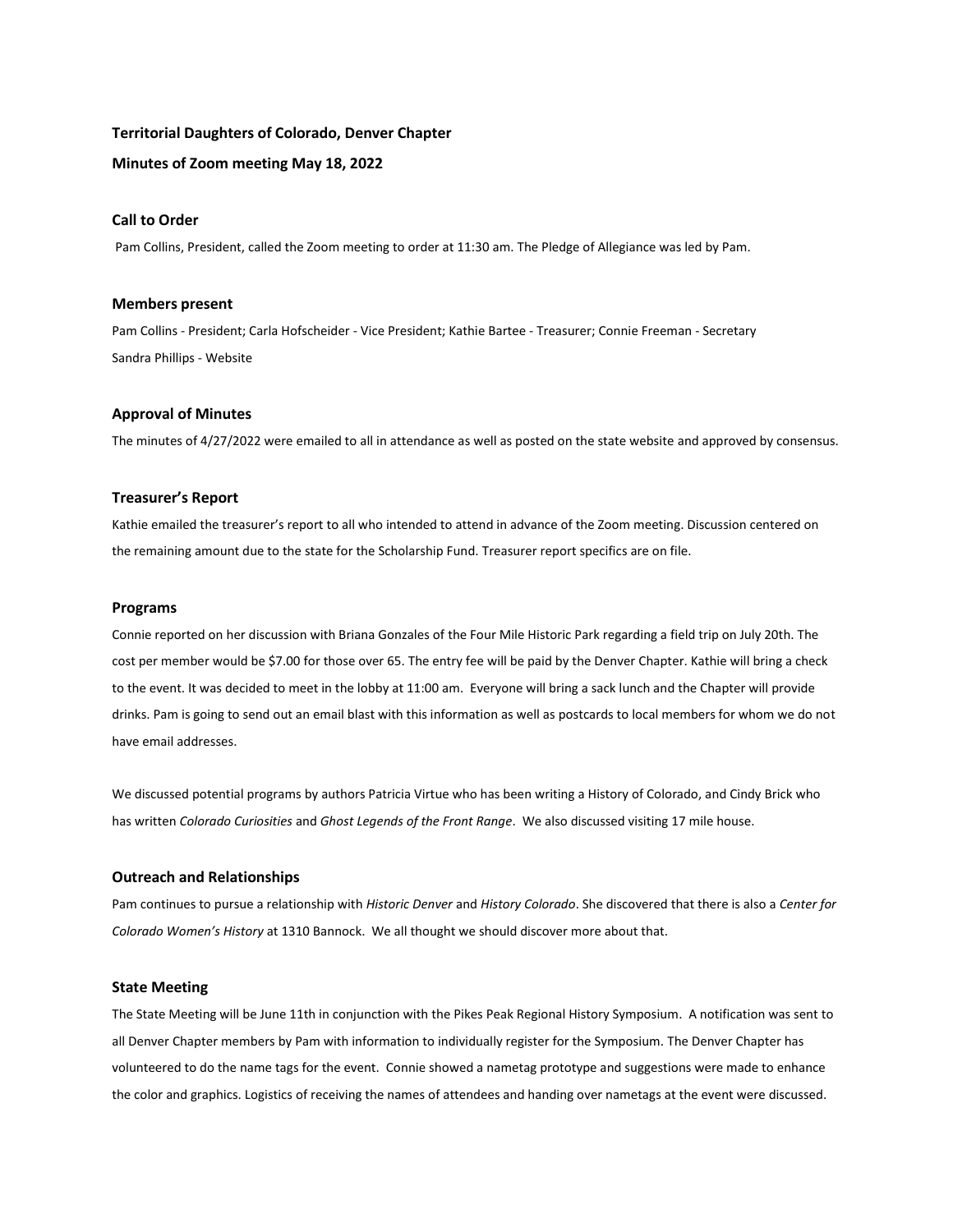**Territorial Daughters of Colorado, Denver Chapter**

**Minutes of Zoom meeting May 18, 2022**

### Call to Order

Pam Collins, President, called the Zoom meeting to order at 11:30 am. The Pledge of Allegiance was led by Pam.

### Members present

Pam Collins - President; Carla Hofscheider - Vice President; Kathie Bartee - Treasurer; Connie Freeman - Secretary
Sandra Phillips - Website

### Approval of Minutes

The minutes of 4/27/2022 were emailed to all in attendance as well as posted on the state website and approved by consensus.

### Treasurer's Report

Kathie emailed the treasurer's report to all who intended to attend in advance of the Zoom meeting. Discussion centered on the remaining amount due to the state for the Scholarship Fund. Treasurer report specifics are on file.

### Programs

Connie reported on her discussion with Briana Gonzales of the Four Mile Historic Park regarding a field trip on July 20th. The cost per member would be $7.00 for those over 65. The entry fee will be paid by the Denver Chapter. Kathie will bring a check to the event. It was decided to meet in the lobby at 11:00 am. Everyone will bring a sack lunch and the Chapter will provide drinks. Pam is going to send out an email blast with this information as well as postcards to local members for whom we do not have email addresses.

We discussed potential programs by authors Patricia Virtue who has been writing a History of Colorado, and Cindy Brick who has written *Colorado Curiosities* and *Ghost Legends of the Front Range*. We also discussed visiting 17 mile house.

### Outreach and Relationships

Pam continues to pursue a relationship with *Historic Denver* and *History Colorado*. She discovered that there is also a *Center for Colorado Women's History* at 1310 Bannock. We all thought we should discover more about that.

### State Meeting

The State Meeting will be June 11th in conjunction with the Pikes Peak Regional History Symposium. A notification was sent to all Denver Chapter members by Pam with information to individually register for the Symposium. The Denver Chapter has volunteered to do the name tags for the event. Connie showed a nametag prototype and suggestions were made to enhance the color and graphics. Logistics of receiving the names of attendees and handing over nametags at the event were discussed.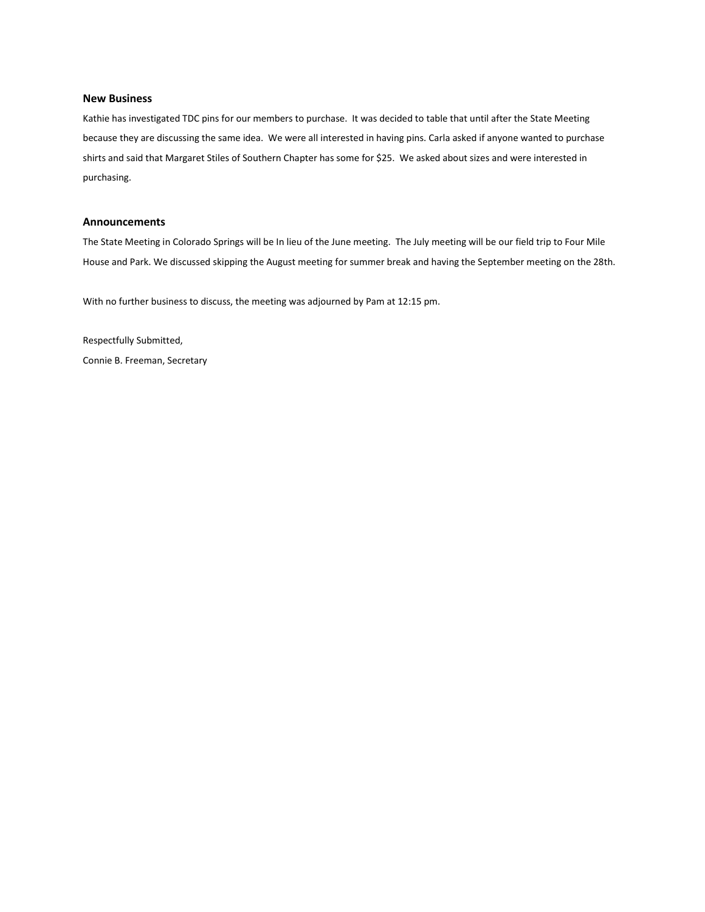### New Business

Kathie has investigated TDC pins for our members to purchase. It was decided to table that until after the State Meeting because they are discussing the same idea. We were all interested in having pins. Carla asked if anyone wanted to purchase shirts and said that Margaret Stiles of Southern Chapter has some for $25. We asked about sizes and were interested in purchasing.

### Announcements

The State Meeting in Colorado Springs will be In lieu of the June meeting. The July meeting will be our field trip to Four Mile House and Park. We discussed skipping the August meeting for summer break and having the September meeting on the 28th.

With no further business to discuss, the meeting was adjourned by Pam at 12:15 pm.

Respectfully Submitted,

Connie B. Freeman, Secretary